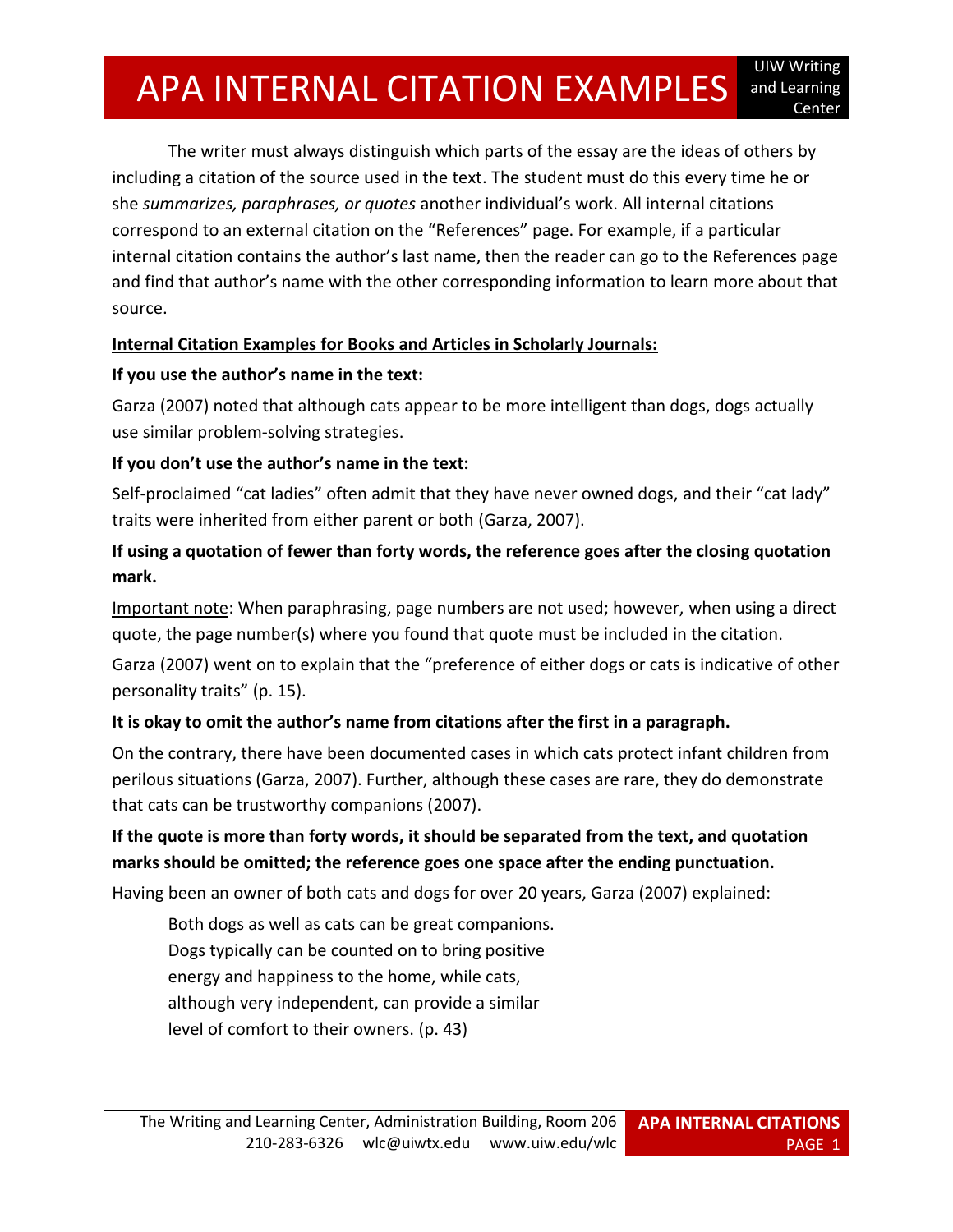# APA INTERNAL CITATION EXAMPLES

The writer must always distinguish which parts of the essay are the ideas of others by including a citation of the source used in the text. The student must do this every time he or she *summarizes, paraphrases, or quotes* another individual's work. All internal citations correspond to an external citation on the "References" page. For example, if a particular internal citation contains the author's last name, then the reader can go to the References page and find that author's name with the other corresponding information to learn more about that source.

**<u>Internal Citation Examples for Books and Articles in Scholarly Journals:</u>**

**If you use the author's name in the text:**

Garza (2007) noted that although cats appear to be more intelligent than dogs, dogs actually use similar problem-solving strategies.

**If you don't use the author's name in the text:**

Self-proclaimed "cat ladies" often admit that they have never owned dogs, and their "cat lady" traits were inherited from either parent or both (Garza, 2007).

**If using a quotation of fewer than forty words, the reference goes after the closing quotation mark.**

<u>Important note</u>: When paraphrasing, page numbers are not used; however, when using a direct quote, the page number(s) where you found that quote must be included in the citation.

Garza (2007) went on to explain that the "preference of either dogs or cats is indicative of other personality traits" (p. 15).

**It is okay to omit the author's name from citations after the first in a paragraph.**

On the contrary, there have been documented cases in which cats protect infant children from perilous situations (Garza, 2007). Further, although these cases are rare, they do demonstrate that cats can be trustworthy companions (2007).

**If the quote is more than forty words, it should be separated from the text, and quotation marks should be omitted; the reference goes one space after the ending punctuation.**

Having been an owner of both cats and dogs for over 20 years, Garza (2007) explained:

> Both dogs as well as cats can be great companions. Dogs typically can be counted on to bring positive energy and happiness to the home, while cats, although very independent, can provide a similar level of comfort to their owners. (p. 43)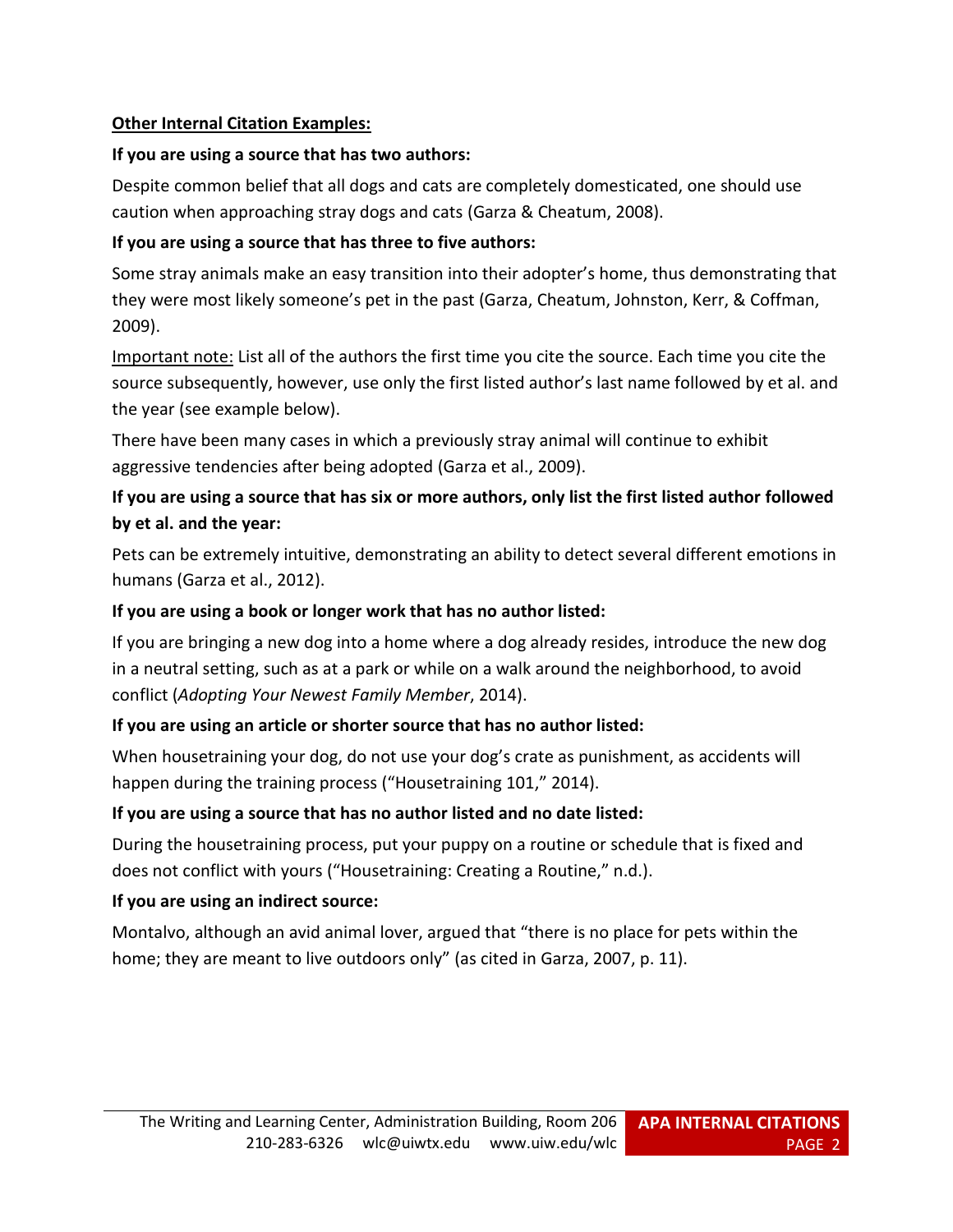<u>**Other Internal Citation Examples:**</u>

**If you are using a source that has two authors:**

Despite common belief that all dogs and cats are completely domesticated, one should use caution when approaching stray dogs and cats (Garza & Cheatum, 2008).

**If you are using a source that has three to five authors:**

Some stray animals make an easy transition into their adopter's home, thus demonstrating that they were most likely someone's pet in the past (Garza, Cheatum, Johnston, Kerr, & Coffman, 2009).

<u>Important note:</u> List all of the authors the first time you cite the source. Each time you cite the source subsequently, however, use only the first listed author's last name followed by et al. and the year (see example below).

There have been many cases in which a previously stray animal will continue to exhibit aggressive tendencies after being adopted (Garza et al., 2009).

**If you are using a source that has six or more authors, only list the first listed author followed by et al. and the year:**

Pets can be extremely intuitive, demonstrating an ability to detect several different emotions in humans (Garza et al., 2012).

**If you are using a book or longer work that has no author listed:**

If you are bringing a new dog into a home where a dog already resides, introduce the new dog in a neutral setting, such as at a park or while on a walk around the neighborhood, to avoid conflict (*Adopting Your Newest Family Member*, 2014).

**If you are using an article or shorter source that has no author listed:**

When housetraining your dog, do not use your dog's crate as punishment, as accidents will happen during the training process ("Housetraining 101," 2014).

**If you are using a source that has no author listed and no date listed:**

During the housetraining process, put your puppy on a routine or schedule that is fixed and does not conflict with yours ("Housetraining: Creating a Routine," n.d.).

**If you are using an indirect source:**

Montalvo, although an avid animal lover, argued that "there is no place for pets within the home; they are meant to live outdoors only" (as cited in Garza, 2007, p. 11).